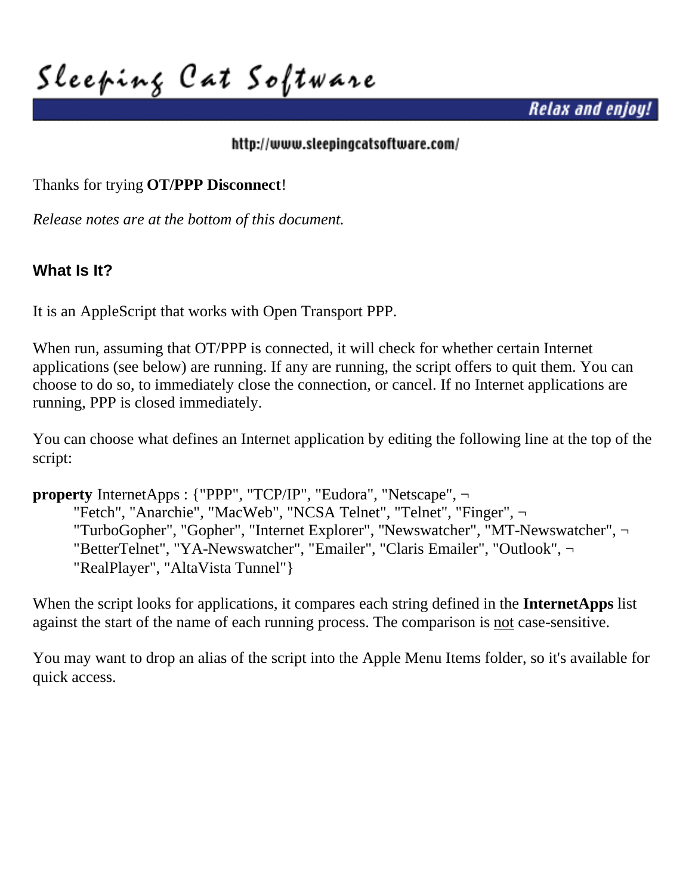# Sleeping Cat Software

**Relax and enjoy!**

http://www.sleepingcatsoftware.com/

Thanks for trying **OT/PPP Disconnect**!

*Release notes are at the bottom of this document.*

## What Is It?

It is an AppleScript that works with Open Transport PPP.

When run, assuming that OT/PPP is connected, it will check for whether certain Internet applications (see below) are running. If any are running, the script offers to quit them. You can choose to do so, to immediately close the connection, or cancel. If no Internet applications are running, PPP is closed immediately.

You can choose what defines an Internet application by editing the following line at the top of the script:

```
property InternetApps : {"PPP", "TCP/IP", "Eudora", "Netscape", ¬
	"Fetch", "Anarchie", "MacWeb", "NCSA Telnet", "Telnet", "Finger", ¬
	"TurboGopher", "Gopher", "Internet Explorer", "Newswatcher", "MT-Newswatcher", ¬
	"BetterTelnet", "YA-Newswatcher", "Emailer", "Claris Emailer", "Outlook", ¬
	"RealPlayer", "AltaVista Tunnel"}
```

When the script looks for applications, it compares each string defined in the **InternetApps** list against the start of the name of each running process. The comparison is <u>not</u> case-sensitive.

You may want to drop an alias of the script into the Apple Menu Items folder, so it's available for quick access.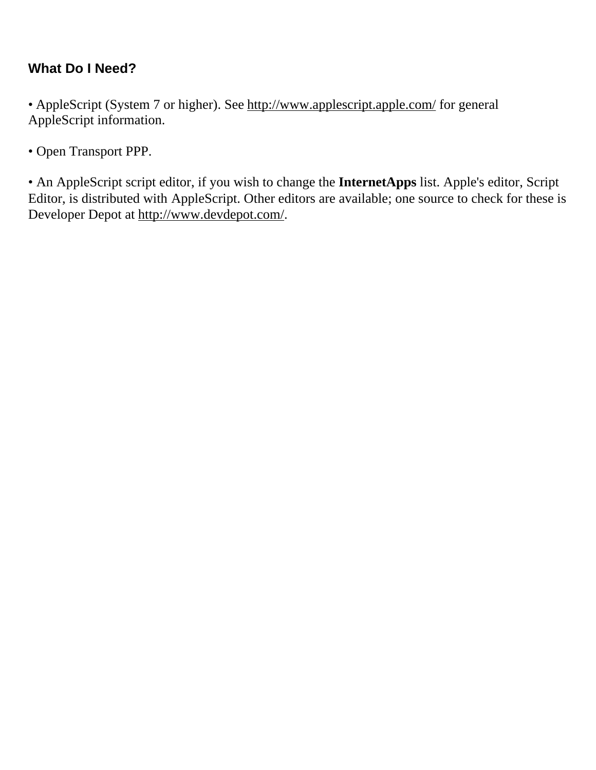### What Do I Need?

- AppleScript (System 7 or higher). See http://www.applescript.apple.com/ for general AppleScript information.

- Open Transport PPP.

- An AppleScript script editor, if you wish to change the **InternetApps** list. Apple's editor, Script Editor, is distributed with AppleScript. Other editors are available; one source to check for these is Developer Depot at http://www.devdepot.com/.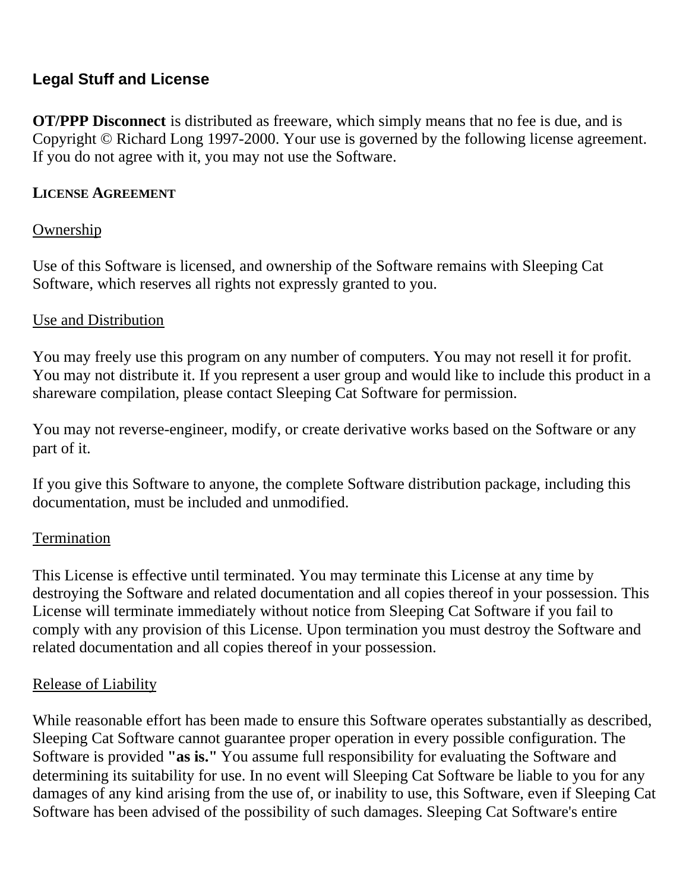## Legal Stuff and License

**OT/PPP Disconnect** is distributed as freeware, which simply means that no fee is due, and is Copyright © Richard Long 1997-2000. Your use is governed by the following license agreement. If you do not agree with it, you may not use the Software.

### LICENSE AGREEMENT

Ownership

Use of this Software is licensed, and ownership of the Software remains with Sleeping Cat Software, which reserves all rights not expressly granted to you.

Use and Distribution

You may freely use this program on any number of computers. You may not resell it for profit. You may not distribute it. If you represent a user group and would like to include this product in a shareware compilation, please contact Sleeping Cat Software for permission.

You may not reverse-engineer, modify, or create derivative works based on the Software or any part of it.

If you give this Software to anyone, the complete Software distribution package, including this documentation, must be included and unmodified.

Termination

This License is effective until terminated. You may terminate this License at any time by destroying the Software and related documentation and all copies thereof in your possession. This License will terminate immediately without notice from Sleeping Cat Software if you fail to comply with any provision of this License. Upon termination you must destroy the Software and related documentation and all copies thereof in your possession.

Release of Liability

While reasonable effort has been made to ensure this Software operates substantially as described, Sleeping Cat Software cannot guarantee proper operation in every possible configuration. The Software is provided **"as is."** You assume full responsibility for evaluating the Software and determining its suitability for use. In no event will Sleeping Cat Software be liable to you for any damages of any kind arising from the use of, or inability to use, this Software, even if Sleeping Cat Software has been advised of the possibility of such damages. Sleeping Cat Software's entire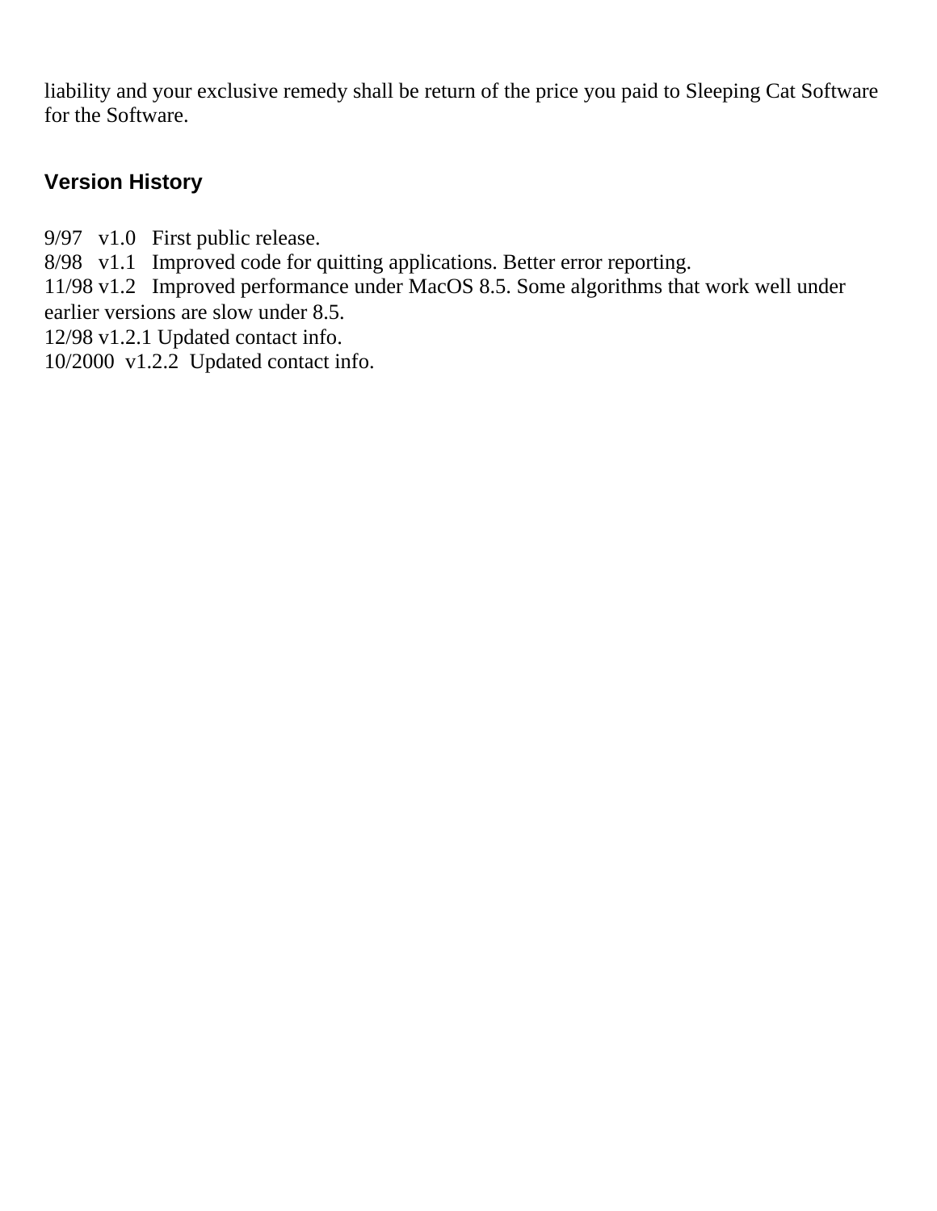liability and your exclusive remedy shall be return of the price you paid to Sleeping Cat Software for the Software.

## Version History

9/97 v1.0 First public release.
8/98 v1.1 Improved code for quitting applications. Better error reporting.
11/98 v1.2 Improved performance under MacOS 8.5. Some algorithms that work well under earlier versions are slow under 8.5.
12/98 v1.2.1 Updated contact info.
10/2000 v1.2.2 Updated contact info.